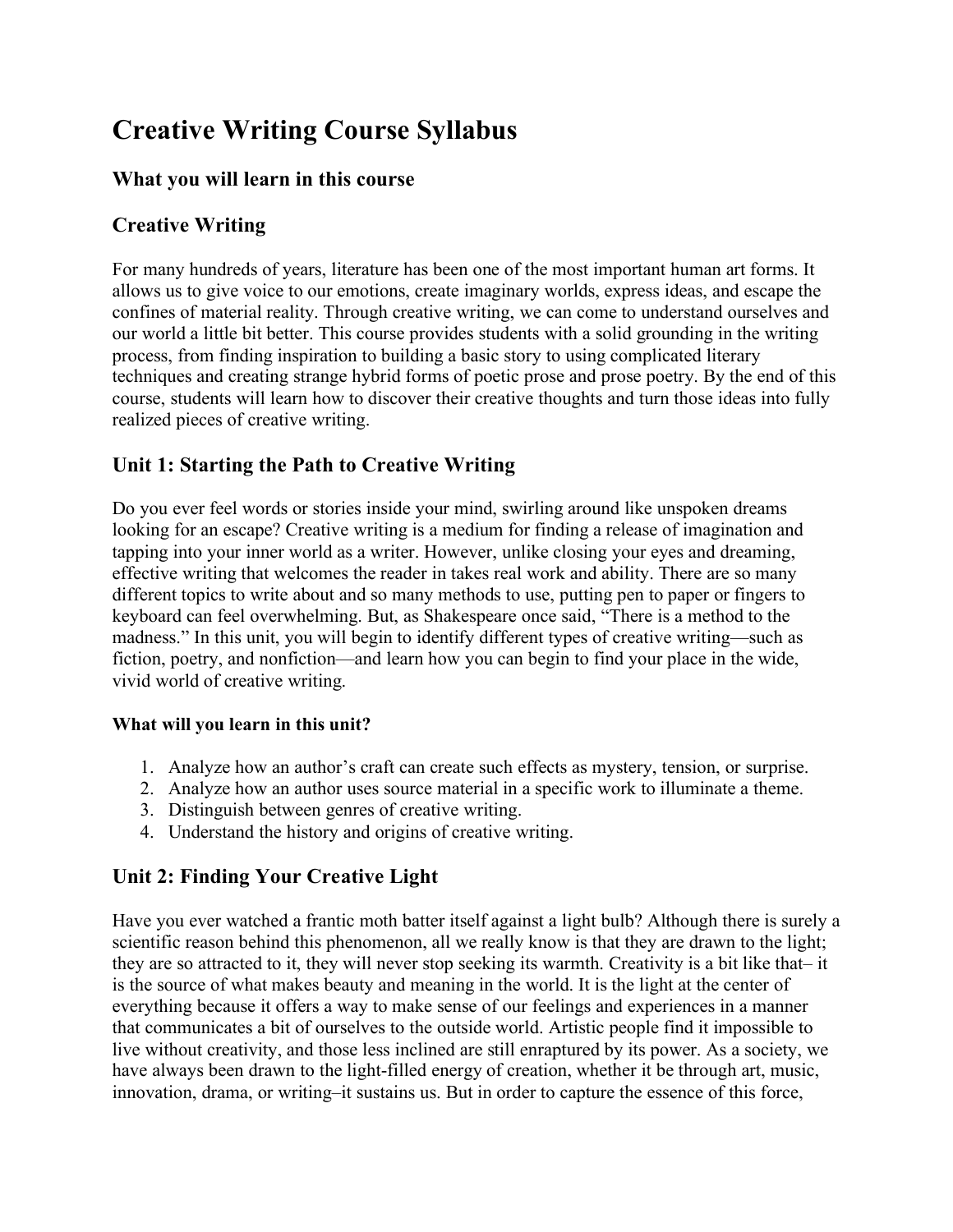# Creative Writing Course Syllabus

### What you will learn in this course

## Creative Writing

For many hundreds of years, literature has been one of the most important human art forms. It allows us to give voice to our emotions, create imaginary worlds, express ideas, and escape the confines of material reality. Through creative writing, we can come to understand ourselves and our world a little bit better. This course provides students with a solid grounding in the writing process, from finding inspiration to building a basic story to using complicated literary techniques and creating strange hybrid forms of poetic prose and prose poetry. By the end of this course, students will learn how to discover their creative thoughts and turn those ideas into fully realized pieces of creative writing.

## Unit 1: Starting the Path to Creative Writing

Do you ever feel words or stories inside your mind, swirling around like unspoken dreams looking for an escape? Creative writing is a medium for finding a release of imagination and tapping into your inner world as a writer. However, unlike closing your eyes and dreaming, effective writing that welcomes the reader in takes real work and ability. There are so many different topics to write about and so many methods to use, putting pen to paper or fingers to keyboard can feel overwhelming. But, as Shakespeare once said, "There is a method to the madness." In this unit, you will begin to identify different types of creative writing—such as fiction, poetry, and nonfiction—and learn how you can begin to find your place in the wide, vivid world of creative writing.

#### What will you learn in this unit?

1. Analyze how an author's craft can create such effects as mystery, tension, or surprise.
2. Analyze how an author uses source material in a specific work to illuminate a theme.
3. Distinguish between genres of creative writing.
4. Understand the history and origins of creative writing.

## Unit 2: Finding Your Creative Light

Have you ever watched a frantic moth batter itself against a light bulb? Although there is surely a scientific reason behind this phenomenon, all we really know is that they are drawn to the light; they are so attracted to it, they will never stop seeking its warmth. Creativity is a bit like that– it is the source of what makes beauty and meaning in the world. It is the light at the center of everything because it offers a way to make sense of our feelings and experiences in a manner that communicates a bit of ourselves to the outside world. Artistic people find it impossible to live without creativity, and those less inclined are still enraptured by its power. As a society, we have always been drawn to the light-filled energy of creation, whether it be through art, music, innovation, drama, or writing–it sustains us. But in order to capture the essence of this force,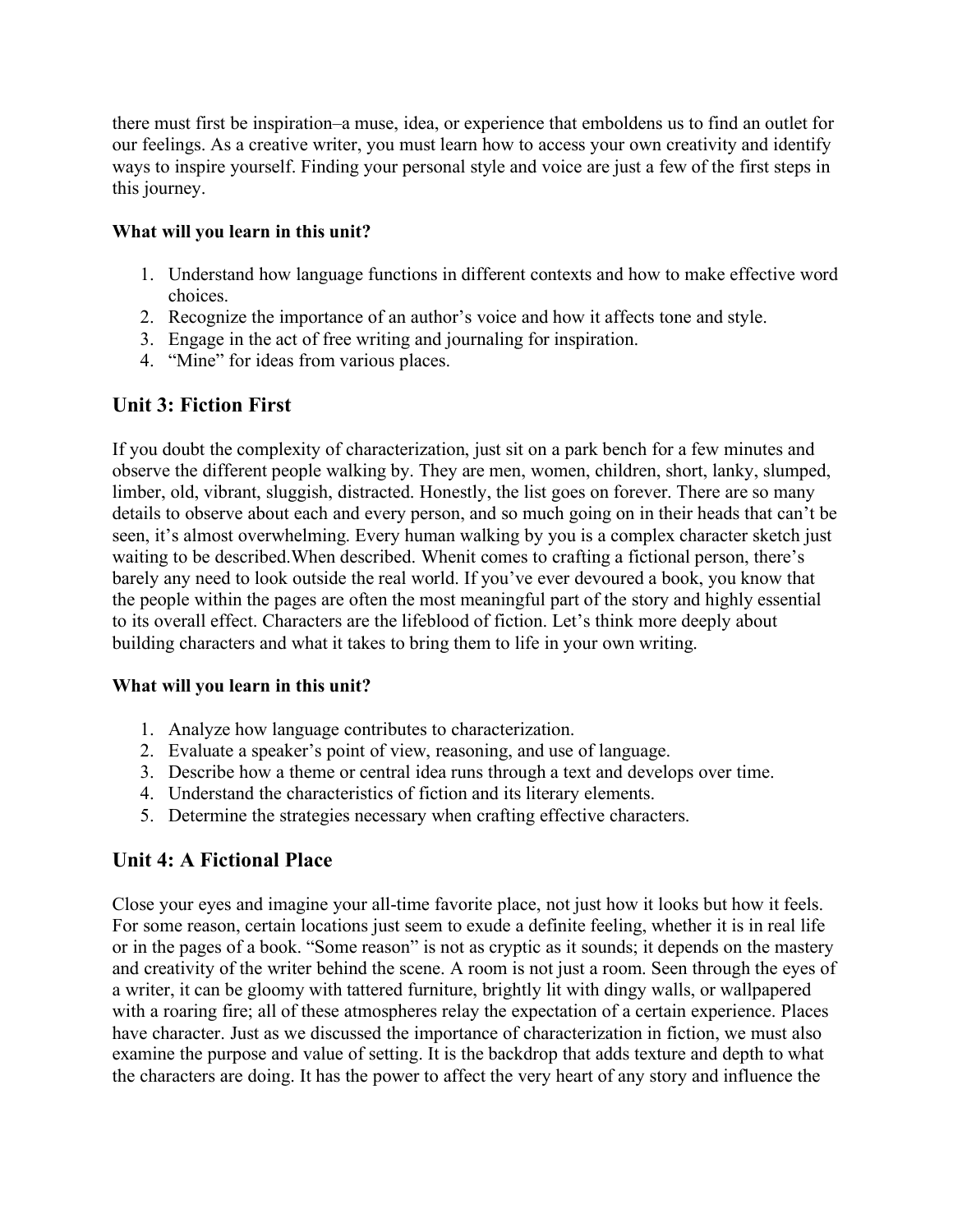there must first be inspiration–a muse, idea, or experience that emboldens us to find an outlet for our feelings. As a creative writer, you must learn how to access your own creativity and identify ways to inspire yourself. Finding your personal style and voice are just a few of the first steps in this journey.

**What will you learn in this unit?**

1. Understand how language functions in different contexts and how to make effective word choices.
2. Recognize the importance of an author's voice and how it affects tone and style.
3. Engage in the act of free writing and journaling for inspiration.
4. "Mine" for ideas from various places.

## Unit 3: Fiction First

If you doubt the complexity of characterization, just sit on a park bench for a few minutes and observe the different people walking by. They are men, women, children, short, lanky, slumped, limber, old, vibrant, sluggish, distracted. Honestly, the list goes on forever. There are so many details to observe about each and every person, and so much going on in their heads that can't be seen, it's almost overwhelming. Every human walking by you is a complex character sketch just waiting to be described.When described. Whenit comes to crafting a fictional person, there's barely any need to look outside the real world. If you've ever devoured a book, you know that the people within the pages are often the most meaningful part of the story and highly essential to its overall effect. Characters are the lifeblood of fiction. Let's think more deeply about building characters and what it takes to bring them to life in your own writing.

**What will you learn in this unit?**

1. Analyze how language contributes to characterization.
2. Evaluate a speaker's point of view, reasoning, and use of language.
3. Describe how a theme or central idea runs through a text and develops over time.
4. Understand the characteristics of fiction and its literary elements.
5. Determine the strategies necessary when crafting effective characters.

## Unit 4: A Fictional Place

Close your eyes and imagine your all-time favorite place, not just how it looks but how it feels. For some reason, certain locations just seem to exude a definite feeling, whether it is in real life or in the pages of a book. "Some reason" is not as cryptic as it sounds; it depends on the mastery and creativity of the writer behind the scene. A room is not just a room. Seen through the eyes of a writer, it can be gloomy with tattered furniture, brightly lit with dingy walls, or wallpapered with a roaring fire; all of these atmospheres relay the expectation of a certain experience. Places have character. Just as we discussed the importance of characterization in fiction, we must also examine the purpose and value of setting. It is the backdrop that adds texture and depth to what the characters are doing. It has the power to affect the very heart of any story and influence the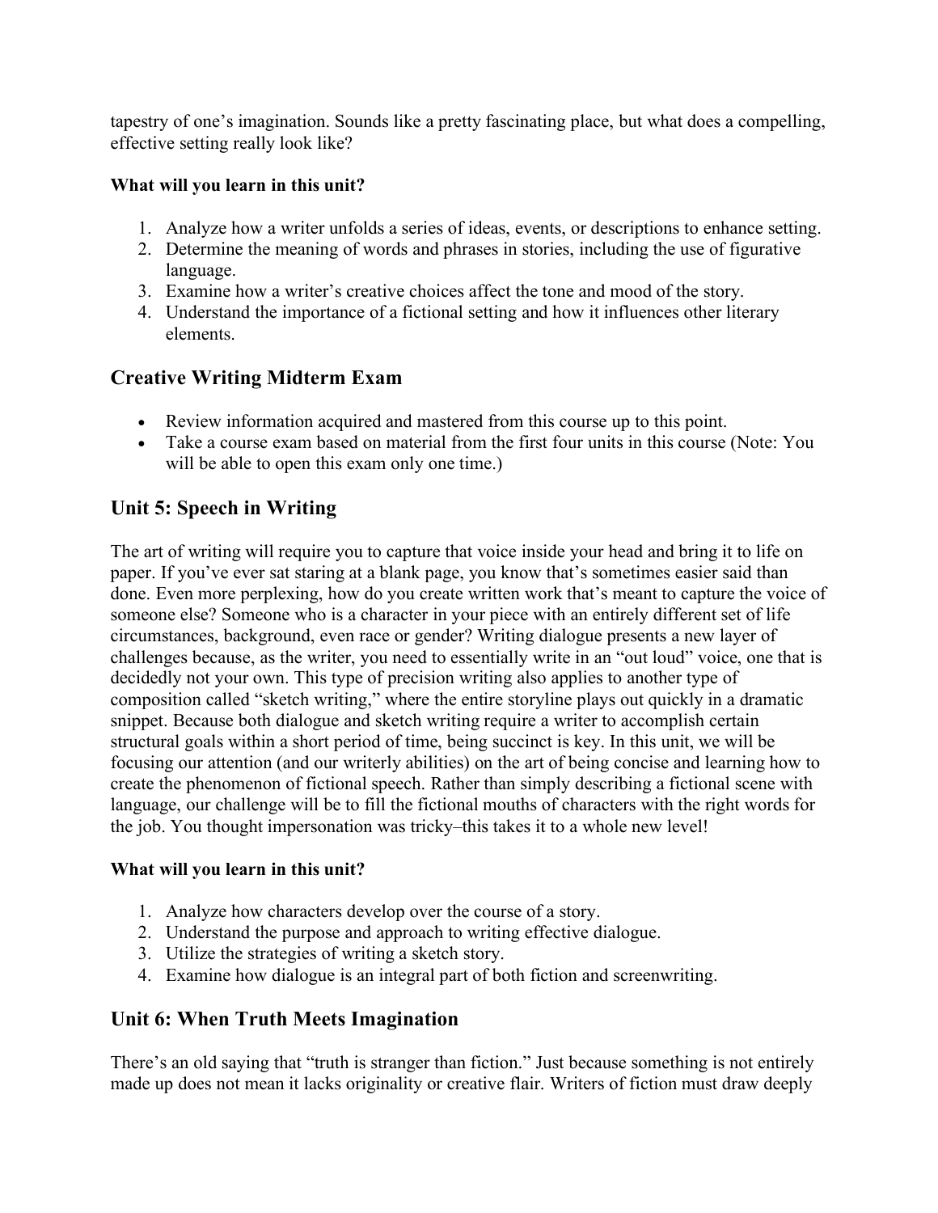tapestry of one's imagination. Sounds like a pretty fascinating place, but what does a compelling, effective setting really look like?

**What will you learn in this unit?**

1. Analyze how a writer unfolds a series of ideas, events, or descriptions to enhance setting.
2. Determine the meaning of words and phrases in stories, including the use of figurative language.
3. Examine how a writer's creative choices affect the tone and mood of the story.
4. Understand the importance of a fictional setting and how it influences other literary elements.

## Creative Writing Midterm Exam

- Review information acquired and mastered from this course up to this point.
- Take a course exam based on material from the first four units in this course (Note: You will be able to open this exam only one time.)

## Unit 5: Speech in Writing

The art of writing will require you to capture that voice inside your head and bring it to life on paper. If you've ever sat staring at a blank page, you know that's sometimes easier said than done. Even more perplexing, how do you create written work that's meant to capture the voice of someone else? Someone who is a character in your piece with an entirely different set of life circumstances, background, even race or gender? Writing dialogue presents a new layer of challenges because, as the writer, you need to essentially write in an "out loud" voice, one that is decidedly not your own. This type of precision writing also applies to another type of composition called "sketch writing," where the entire storyline plays out quickly in a dramatic snippet. Because both dialogue and sketch writing require a writer to accomplish certain structural goals within a short period of time, being succinct is key. In this unit, we will be focusing our attention (and our writerly abilities) on the art of being concise and learning how to create the phenomenon of fictional speech. Rather than simply describing a fictional scene with language, our challenge will be to fill the fictional mouths of characters with the right words for the job. You thought impersonation was tricky–this takes it to a whole new level!

**What will you learn in this unit?**

1. Analyze how characters develop over the course of a story.
2. Understand the purpose and approach to writing effective dialogue.
3. Utilize the strategies of writing a sketch story.
4. Examine how dialogue is an integral part of both fiction and screenwriting.

## Unit 6: When Truth Meets Imagination

There's an old saying that "truth is stranger than fiction." Just because something is not entirely made up does not mean it lacks originality or creative flair. Writers of fiction must draw deeply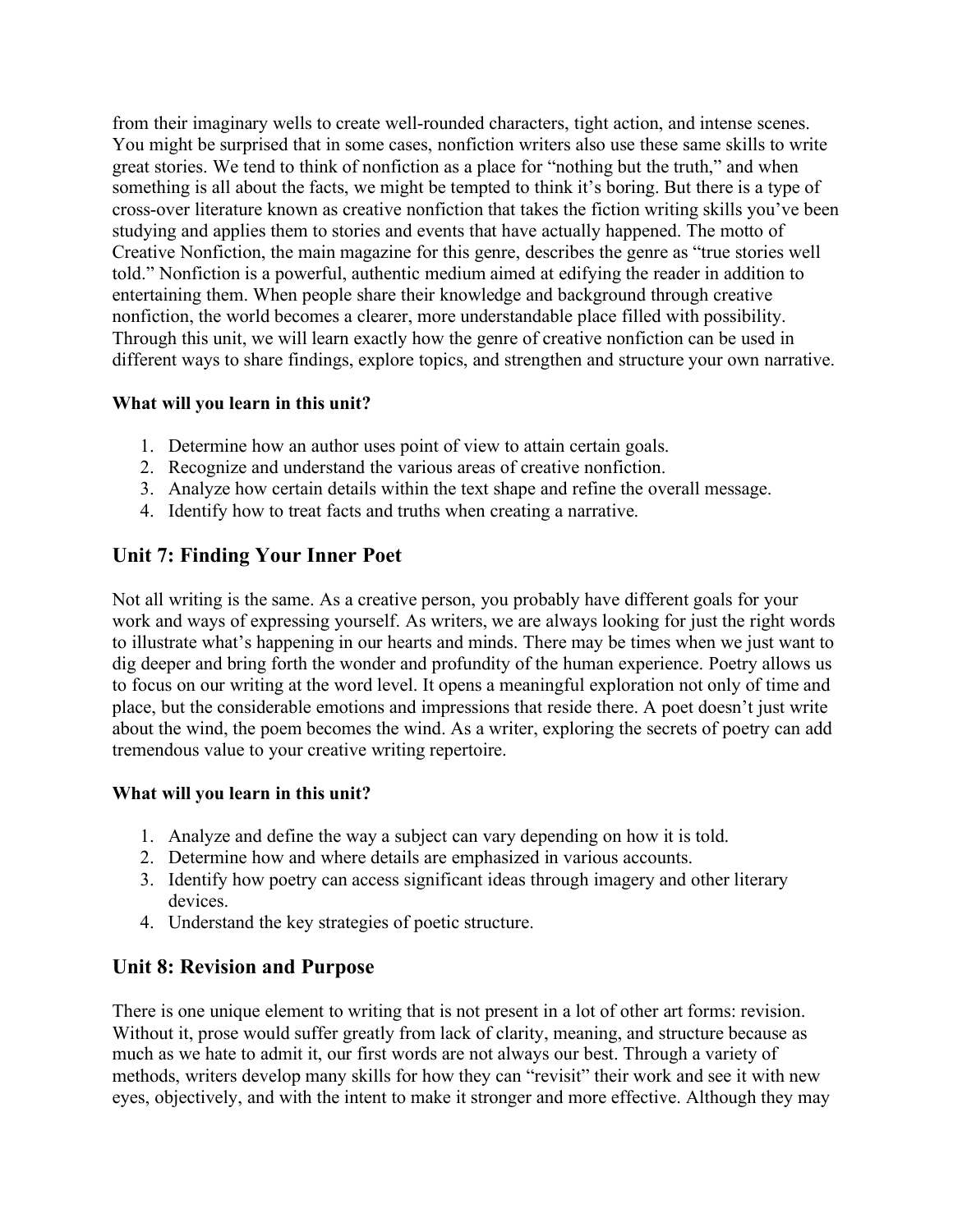from their imaginary wells to create well-rounded characters, tight action, and intense scenes. You might be surprised that in some cases, nonfiction writers also use these same skills to write great stories. We tend to think of nonfiction as a place for "nothing but the truth," and when something is all about the facts, we might be tempted to think it's boring. But there is a type of cross-over literature known as creative nonfiction that takes the fiction writing skills you've been studying and applies them to stories and events that have actually happened. The motto of Creative Nonfiction, the main magazine for this genre, describes the genre as "true stories well told." Nonfiction is a powerful, authentic medium aimed at edifying the reader in addition to entertaining them. When people share their knowledge and background through creative nonfiction, the world becomes a clearer, more understandable place filled with possibility. Through this unit, we will learn exactly how the genre of creative nonfiction can be used in different ways to share findings, explore topics, and strengthen and structure your own narrative.

**What will you learn in this unit?**

1. Determine how an author uses point of view to attain certain goals.
2. Recognize and understand the various areas of creative nonfiction.
3. Analyze how certain details within the text shape and refine the overall message.
4. Identify how to treat facts and truths when creating a narrative.

## Unit 7: Finding Your Inner Poet

Not all writing is the same. As a creative person, you probably have different goals for your work and ways of expressing yourself. As writers, we are always looking for just the right words to illustrate what's happening in our hearts and minds. There may be times when we just want to dig deeper and bring forth the wonder and profundity of the human experience. Poetry allows us to focus on our writing at the word level. It opens a meaningful exploration not only of time and place, but the considerable emotions and impressions that reside there. A poet doesn't just write about the wind, the poem becomes the wind. As a writer, exploring the secrets of poetry can add tremendous value to your creative writing repertoire.

**What will you learn in this unit?**

1. Analyze and define the way a subject can vary depending on how it is told.
2. Determine how and where details are emphasized in various accounts.
3. Identify how poetry can access significant ideas through imagery and other literary devices.
4. Understand the key strategies of poetic structure.

## Unit 8: Revision and Purpose

There is one unique element to writing that is not present in a lot of other art forms: revision. Without it, prose would suffer greatly from lack of clarity, meaning, and structure because as much as we hate to admit it, our first words are not always our best. Through a variety of methods, writers develop many skills for how they can "revisit" their work and see it with new eyes, objectively, and with the intent to make it stronger and more effective. Although they may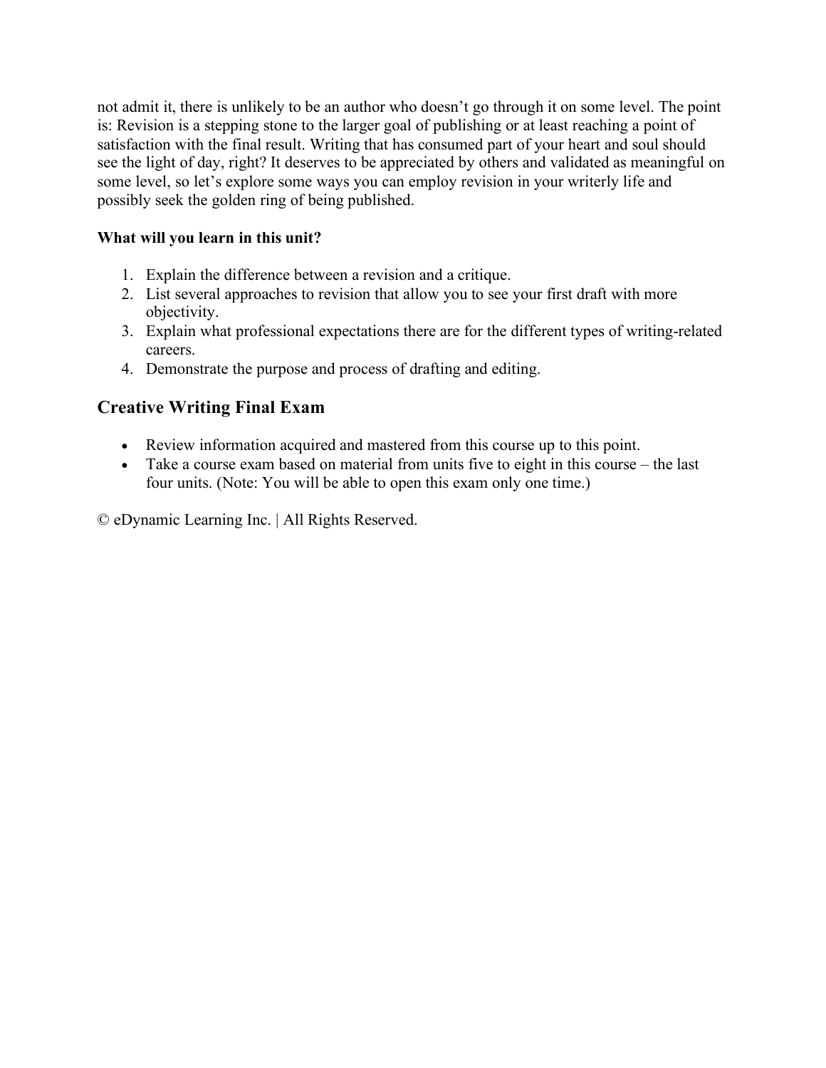not admit it, there is unlikely to be an author who doesn't go through it on some level. The point is: Revision is a stepping stone to the larger goal of publishing or at least reaching a point of satisfaction with the final result. Writing that has consumed part of your heart and soul should see the light of day, right? It deserves to be appreciated by others and validated as meaningful on some level, so let's explore some ways you can employ revision in your writerly life and possibly seek the golden ring of being published.

**What will you learn in this unit?**

1. Explain the difference between a revision and a critique.
2. List several approaches to revision that allow you to see your first draft with more objectivity.
3. Explain what professional expectations there are for the different types of writing-related careers.
4. Demonstrate the purpose and process of drafting and editing.

## Creative Writing Final Exam

- Review information acquired and mastered from this course up to this point.
- Take a course exam based on material from units five to eight in this course – the last four units. (Note: You will be able to open this exam only one time.)

© eDynamic Learning Inc. | All Rights Reserved.